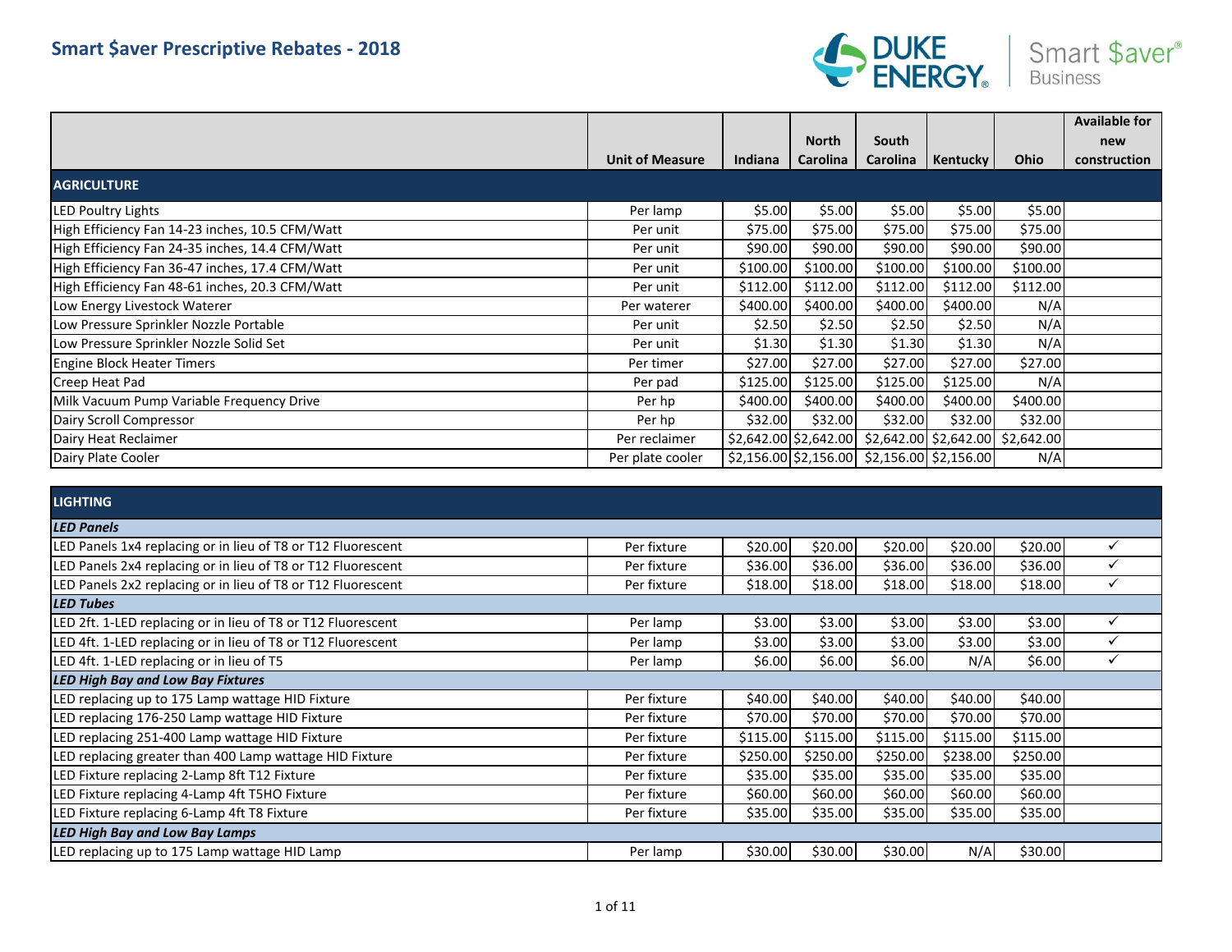# Smart $aver Prescriptive Rebates - 2018

| | Unit of Measure | Indiana | North Carolina | South Carolina | Kentucky | Ohio | Available for new construction |
|---|---|---|---|---|---|---|---|
| **AGRICULTURE** | | | | | | | |
| LED Poultry Lights | Per lamp | $5.00 | $5.00 | $5.00 | $5.00 | $5.00 | |
| High Efficiency Fan 14-23 inches, 10.5 CFM/Watt | Per unit | $75.00 | $75.00 | $75.00 | $75.00 | $75.00 | |
| High Efficiency Fan 24-35 inches, 14.4 CFM/Watt | Per unit | $90.00 | $90.00 | $90.00 | $90.00 | $90.00 | |
| High Efficiency Fan 36-47 inches, 17.4 CFM/Watt | Per unit | $100.00 | $100.00 | $100.00 | $100.00 | $100.00 | |
| High Efficiency Fan 48-61 inches, 20.3 CFM/Watt | Per unit | $112.00 | $112.00 | $112.00 | $112.00 | $112.00 | |
| Low Energy Livestock Waterer | Per waterer | $400.00 | $400.00 | $400.00 | $400.00 | N/A | |
| Low Pressure Sprinkler Nozzle Portable | Per unit | $2.50 | $2.50 | $2.50 | $2.50 | N/A | |
| Low Pressure Sprinkler Nozzle Solid Set | Per unit | $1.30 | $1.30 | $1.30 | $1.30 | N/A | |
| Engine Block Heater Timers | Per timer | $27.00 | $27.00 | $27.00 | $27.00 | $27.00 | |
| Creep Heat Pad | Per pad | $125.00 | $125.00 | $125.00 | $125.00 | N/A | |
| Milk Vacuum Pump Variable Frequency Drive | Per hp | $400.00 | $400.00 | $400.00 | $400.00 | $400.00 | |
| Dairy Scroll Compressor | Per hp | $32.00 | $32.00 | $32.00 | $32.00 | $32.00 | |
| Dairy Heat Reclaimer | Per reclaimer | $2,642.00 | $2,642.00 | $2,642.00 | $2,642.00 | $2,642.00 | |
| Dairy Plate Cooler | Per plate cooler | $2,156.00 | $2,156.00 | $2,156.00 | $2,156.00 | N/A | |

| | Unit of Measure | Indiana | North Carolina | South Carolina | Kentucky | Ohio | Available for new construction |
|---|---|---|---|---|---|---|---|
| **LIGHTING** | | | | | | | |
| ***LED Panels*** | | | | | | | |
| LED Panels 1x4 replacing or in lieu of T8 or T12 Fluorescent | Per fixture | $20.00 | $20.00 | $20.00 | $20.00 | $20.00 | ✓ |
| LED Panels 2x4 replacing or in lieu of T8 or T12 Fluorescent | Per fixture | $36.00 | $36.00 | $36.00 | $36.00 | $36.00 | ✓ |
| LED Panels 2x2 replacing or in lieu of T8 or T12 Fluorescent | Per fixture | $18.00 | $18.00 | $18.00 | $18.00 | $18.00 | ✓ |
| ***LED Tubes*** | | | | | | | |
| LED 2ft. 1-LED replacing or in lieu of T8 or T12 Fluorescent | Per lamp | $3.00 | $3.00 | $3.00 | $3.00 | $3.00 | ✓ |
| LED 4ft. 1-LED replacing or in lieu of T8 or T12 Fluorescent | Per lamp | $3.00 | $3.00 | $3.00 | $3.00 | $3.00 | ✓ |
| LED 4ft. 1-LED replacing or in lieu of T5 | Per lamp | $6.00 | $6.00 | $6.00 | N/A | $6.00 | ✓ |
| ***LED High Bay and Low Bay Fixtures*** | | | | | | | |
| LED replacing up to 175 Lamp wattage HID Fixture | Per fixture | $40.00 | $40.00 | $40.00 | $40.00 | $40.00 | |
| LED replacing 176-250 Lamp wattage HID Fixture | Per fixture | $70.00 | $70.00 | $70.00 | $70.00 | $70.00 | |
| LED replacing 251-400 Lamp wattage HID Fixture | Per fixture | $115.00 | $115.00 | $115.00 | $115.00 | $115.00 | |
| LED replacing greater than 400 Lamp wattage HID Fixture | Per fixture | $250.00 | $250.00 | $250.00 | $238.00 | $250.00 | |
| LED Fixture replacing 2-Lamp 8ft T12 Fixture | Per fixture | $35.00 | $35.00 | $35.00 | $35.00 | $35.00 | |
| LED Fixture replacing 4-Lamp 4ft T5HO Fixture | Per fixture | $60.00 | $60.00 | $60.00 | $60.00 | $60.00 | |
| LED Fixture replacing 6-Lamp 4ft T8 Fixture | Per fixture | $35.00 | $35.00 | $35.00 | $35.00 | $35.00 | |
| ***LED High Bay and Low Bay Lamps*** | | | | | | | |
| LED replacing up to 175 Lamp wattage HID Lamp | Per lamp | $30.00 | $30.00 | $30.00 | N/A | $30.00 | |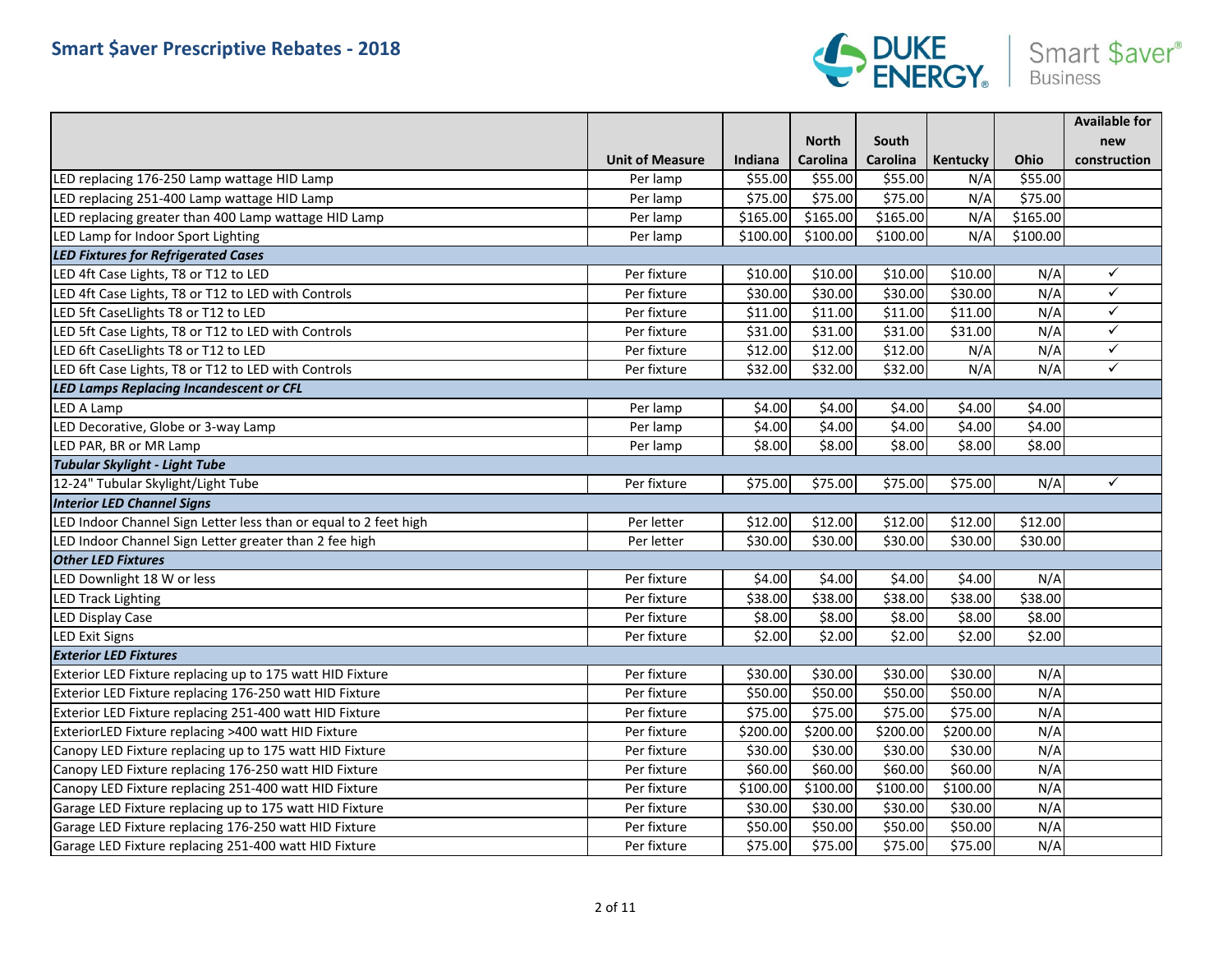# Smart $aver Prescriptive Rebates - 2018

| | Unit of Measure | Indiana | North Carolina | South Carolina | Kentucky | Ohio | Available for new construction |
|---|---|---|---|---|---|---|---|
| LED replacing 176-250 Lamp wattage HID Lamp | Per lamp | $55.00 | $55.00 | $55.00 | N/A | $55.00 | |
| LED replacing 251-400 Lamp wattage HID Lamp | Per lamp | $75.00 | $75.00 | $75.00 | N/A | $75.00 | |
| LED replacing greater than 400 Lamp wattage HID Lamp | Per lamp | $165.00 | $165.00 | $165.00 | N/A | $165.00 | |
| LED Lamp for Indoor Sport Lighting | Per lamp | $100.00 | $100.00 | $100.00 | N/A | $100.00 | |
| ***LED Fixtures for Refrigerated Cases*** | | | | | | | |
| LED 4ft Case Lights, T8 or T12 to LED | Per fixture | $10.00 | $10.00 | $10.00 | $10.00 | N/A | ✓ |
| LED 4ft Case Lights, T8 or T12 to LED with Controls | Per fixture | $30.00 | $30.00 | $30.00 | $30.00 | N/A | ✓ |
| LED 5ft CaseLlights T8 or T12 to LED | Per fixture | $11.00 | $11.00 | $11.00 | $11.00 | N/A | ✓ |
| LED 5ft Case Lights, T8 or T12 to LED with Controls | Per fixture | $31.00 | $31.00 | $31.00 | $31.00 | N/A | ✓ |
| LED 6ft CaseLlights T8 or T12 to LED | Per fixture | $12.00 | $12.00 | $12.00 | N/A | N/A | ✓ |
| LED 6ft Case Lights, T8 or T12 to LED with Controls | Per fixture | $32.00 | $32.00 | $32.00 | N/A | N/A | ✓ |
| ***LED Lamps Replacing Incandescent or CFL*** | | | | | | | |
| LED A Lamp | Per lamp | $4.00 | $4.00 | $4.00 | $4.00 | $4.00 | |
| LED Decorative, Globe or 3-way Lamp | Per lamp | $4.00 | $4.00 | $4.00 | $4.00 | $4.00 | |
| LED PAR, BR or MR Lamp | Per lamp | $8.00 | $8.00 | $8.00 | $8.00 | $8.00 | |
| ***Tubular Skylight - Light Tube*** | | | | | | | |
| 12-24" Tubular Skylight/Light Tube | Per fixture | $75.00 | $75.00 | $75.00 | $75.00 | N/A | ✓ |
| ***Interior LED Channel Signs*** | | | | | | | |
| LED Indoor Channel Sign Letter less than or equal to 2 feet high | Per letter | $12.00 | $12.00 | $12.00 | $12.00 | $12.00 | |
| LED Indoor Channel Sign Letter greater than 2 fee high | Per letter | $30.00 | $30.00 | $30.00 | $30.00 | $30.00 | |
| ***Other LED Fixtures*** | | | | | | | |
| LED Downlight 18 W or less | Per fixture | $4.00 | $4.00 | $4.00 | $4.00 | N/A | |
| LED Track Lighting | Per fixture | $38.00 | $38.00 | $38.00 | $38.00 | $38.00 | |
| LED Display Case | Per fixture | $8.00 | $8.00 | $8.00 | $8.00 | $8.00 | |
| LED Exit Signs | Per fixture | $2.00 | $2.00 | $2.00 | $2.00 | $2.00 | |
| ***Exterior LED Fixtures*** | | | | | | | |
| Exterior LED Fixture replacing up to 175 watt HID Fixture | Per fixture | $30.00 | $30.00 | $30.00 | $30.00 | N/A | |
| Exterior LED Fixture replacing 176-250 watt HID Fixture | Per fixture | $50.00 | $50.00 | $50.00 | $50.00 | N/A | |
| Exterior LED Fixture replacing 251-400 watt HID Fixture | Per fixture | $75.00 | $75.00 | $75.00 | $75.00 | N/A | |
| ExteriorLED Fixture replacing >400 watt HID Fixture | Per fixture | $200.00 | $200.00 | $200.00 | $200.00 | N/A | |
| Canopy LED Fixture replacing up to 175 watt HID Fixture | Per fixture | $30.00 | $30.00 | $30.00 | $30.00 | N/A | |
| Canopy LED Fixture replacing 176-250 watt HID Fixture | Per fixture | $60.00 | $60.00 | $60.00 | $60.00 | N/A | |
| Canopy LED Fixture replacing 251-400 watt HID Fixture | Per fixture | $100.00 | $100.00 | $100.00 | $100.00 | N/A | |
| Garage LED Fixture replacing up to 175 watt HID Fixture | Per fixture | $30.00 | $30.00 | $30.00 | $30.00 | N/A | |
| Garage LED Fixture replacing 176-250 watt HID Fixture | Per fixture | $50.00 | $50.00 | $50.00 | $50.00 | N/A | |
| Garage LED Fixture replacing 251-400 watt HID Fixture | Per fixture | $75.00 | $75.00 | $75.00 | $75.00 | N/A | |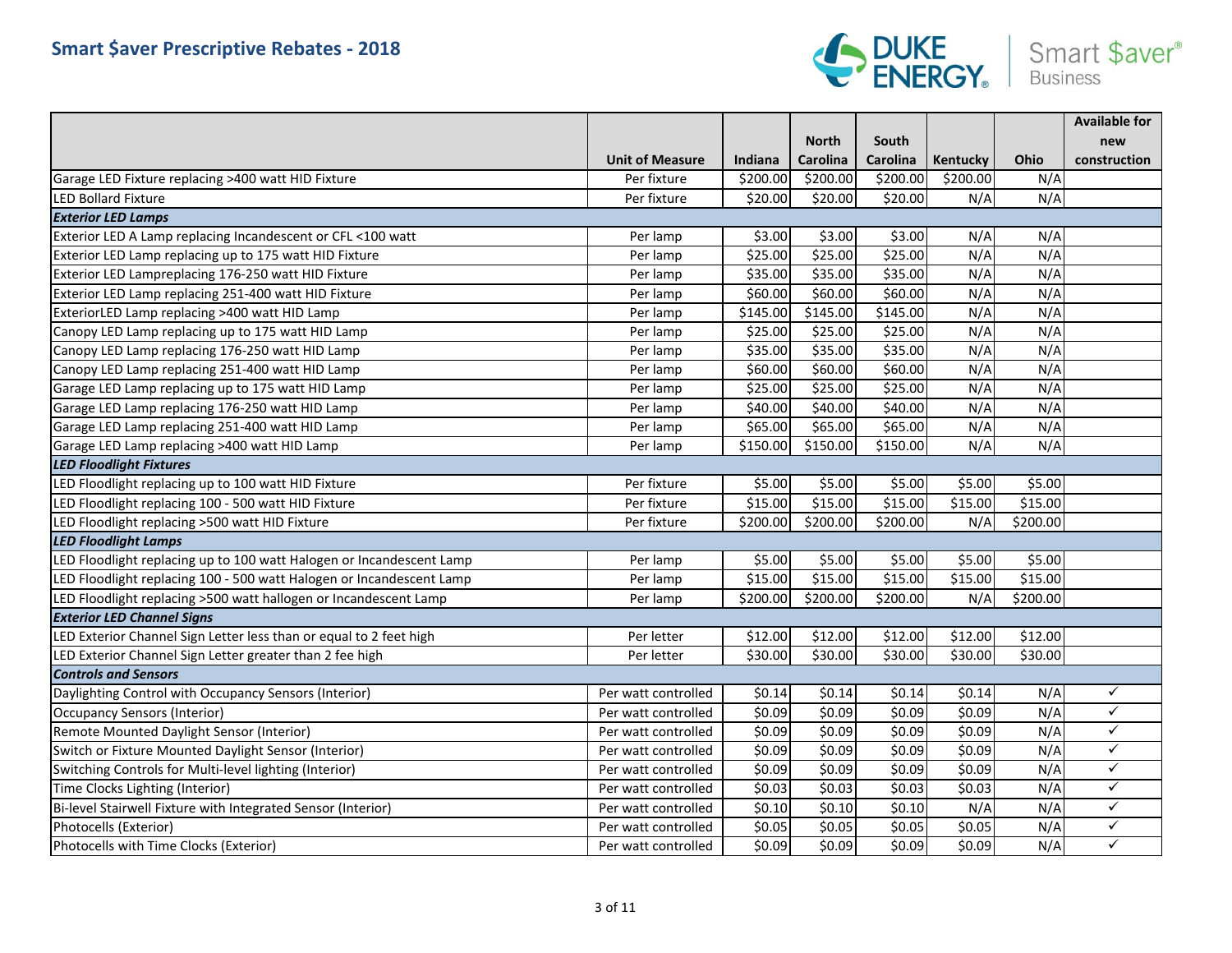## Smart $aver Prescriptive Rebates - 2018

| | Unit of Measure | Indiana | North Carolina | South Carolina | Kentucky | Ohio | Available for new construction |
|---|---|---|---|---|---|---|---|
| Garage LED Fixture replacing >400 watt HID Fixture | Per fixture | $200.00 | $200.00 | $200.00 | $200.00 | N/A | |
| LED Bollard Fixture | Per fixture | $20.00 | $20.00 | $20.00 | N/A | N/A | |
| ***Exterior LED Lamps*** | | | | | | | |
| Exterior LED A Lamp replacing Incandescent or CFL <100 watt | Per lamp | $3.00 | $3.00 | $3.00 | N/A | N/A | |
| Exterior LED Lamp replacing up to 175 watt HID Fixture | Per lamp | $25.00 | $25.00 | $25.00 | N/A | N/A | |
| Exterior LED Lampreplacing 176-250 watt HID Fixture | Per lamp | $35.00 | $35.00 | $35.00 | N/A | N/A | |
| Exterior LED Lamp replacing 251-400 watt HID Fixture | Per lamp | $60.00 | $60.00 | $60.00 | N/A | N/A | |
| ExteriorLED Lamp replacing >400 watt HID Lamp | Per lamp | $145.00 | $145.00 | $145.00 | N/A | N/A | |
| Canopy LED Lamp replacing up to 175 watt HID Lamp | Per lamp | $25.00 | $25.00 | $25.00 | N/A | N/A | |
| Canopy LED Lamp replacing 176-250 watt HID Lamp | Per lamp | $35.00 | $35.00 | $35.00 | N/A | N/A | |
| Canopy LED Lamp replacing 251-400 watt HID Lamp | Per lamp | $60.00 | $60.00 | $60.00 | N/A | N/A | |
| Garage LED Lamp replacing up to 175 watt HID Lamp | Per lamp | $25.00 | $25.00 | $25.00 | N/A | N/A | |
| Garage LED Lamp replacing 176-250 watt HID Lamp | Per lamp | $40.00 | $40.00 | $40.00 | N/A | N/A | |
| Garage LED Lamp replacing 251-400 watt HID Lamp | Per lamp | $65.00 | $65.00 | $65.00 | N/A | N/A | |
| Garage LED Lamp replacing >400 watt HID Lamp | Per lamp | $150.00 | $150.00 | $150.00 | N/A | N/A | |
| ***LED Floodlight Fixtures*** | | | | | | | |
| LED Floodlight replacing up to 100 watt HID Fixture | Per fixture | $5.00 | $5.00 | $5.00 | $5.00 | $5.00 | |
| LED Floodlight replacing 100 - 500 watt HID Fixture | Per fixture | $15.00 | $15.00 | $15.00 | $15.00 | $15.00 | |
| LED Floodlight replacing >500 watt HID Fixture | Per fixture | $200.00 | $200.00 | $200.00 | N/A | $200.00 | |
| ***LED Floodlight Lamps*** | | | | | | | |
| LED Floodlight replacing up to 100 watt Halogen or Incandescent Lamp | Per lamp | $5.00 | $5.00 | $5.00 | $5.00 | $5.00 | |
| LED Floodlight replacing 100 - 500 watt Halogen or Incandescent Lamp | Per lamp | $15.00 | $15.00 | $15.00 | $15.00 | $15.00 | |
| LED Floodlight replacing >500 watt hallogen or Incandescent Lamp | Per lamp | $200.00 | $200.00 | $200.00 | N/A | $200.00 | |
| ***Exterior LED Channel Signs*** | | | | | | | |
| LED Exterior Channel Sign Letter less than or equal to 2 feet high | Per letter | $12.00 | $12.00 | $12.00 | $12.00 | $12.00 | |
| LED Exterior Channel Sign Letter greater than 2 fee high | Per letter | $30.00 | $30.00 | $30.00 | $30.00 | $30.00 | |
| ***Controls and Sensors*** | | | | | | | |
| Daylighting Control with Occupancy Sensors (Interior) | Per watt controlled | $0.14 | $0.14 | $0.14 | $0.14 | N/A | ✓ |
| Occupancy Sensors (Interior) | Per watt controlled | $0.09 | $0.09 | $0.09 | $0.09 | N/A | ✓ |
| Remote Mounted Daylight Sensor (Interior) | Per watt controlled | $0.09 | $0.09 | $0.09 | $0.09 | N/A | ✓ |
| Switch or Fixture Mounted Daylight Sensor (Interior) | Per watt controlled | $0.09 | $0.09 | $0.09 | $0.09 | N/A | ✓ |
| Switching Controls for Multi-level lighting (Interior) | Per watt controlled | $0.09 | $0.09 | $0.09 | $0.09 | N/A | ✓ |
| Time Clocks Lighting (Interior) | Per watt controlled | $0.03 | $0.03 | $0.03 | $0.03 | N/A | ✓ |
| Bi-level Stairwell Fixture with Integrated Sensor (Interior) | Per watt controlled | $0.10 | $0.10 | $0.10 | N/A | N/A | ✓ |
| Photocells (Exterior) | Per watt controlled | $0.05 | $0.05 | $0.05 | $0.05 | N/A | ✓ |
| Photocells with Time Clocks (Exterior) | Per watt controlled | $0.09 | $0.09 | $0.09 | $0.09 | N/A | ✓ |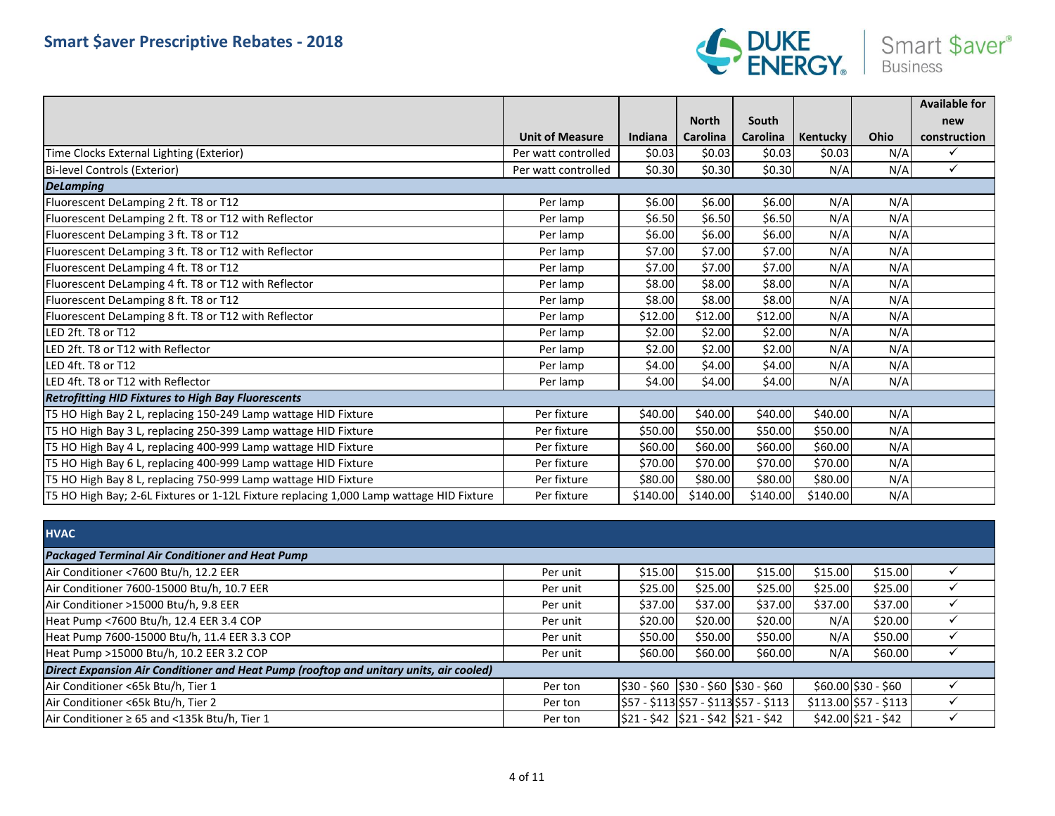# Smart $aver Prescriptive Rebates - 2018

| | Unit of Measure | Indiana | North Carolina | South Carolina | Kentucky | Ohio | Available for new construction |
|---|---|---|---|---|---|---|---|
| Time Clocks External Lighting (Exterior) | Per watt controlled | $0.03 | $0.03 | $0.03 | $0.03 | N/A | ✓ |
| Bi-level Controls (Exterior) | Per watt controlled | $0.30 | $0.30 | $0.30 | N/A | N/A | ✓ |
| ***DeLamping*** | | | | | | | |
| Fluorescent DeLamping 2 ft. T8 or T12 | Per lamp | $6.00 | $6.00 | $6.00 | N/A | N/A | |
| Fluorescent DeLamping 2 ft. T8 or T12 with Reflector | Per lamp | $6.50 | $6.50 | $6.50 | N/A | N/A | |
| Fluorescent DeLamping 3 ft. T8 or T12 | Per lamp | $6.00 | $6.00 | $6.00 | N/A | N/A | |
| Fluorescent DeLamping 3 ft. T8 or T12 with Reflector | Per lamp | $7.00 | $7.00 | $7.00 | N/A | N/A | |
| Fluorescent DeLamping 4 ft. T8 or T12 | Per lamp | $7.00 | $7.00 | $7.00 | N/A | N/A | |
| Fluorescent DeLamping 4 ft. T8 or T12 with Reflector | Per lamp | $8.00 | $8.00 | $8.00 | N/A | N/A | |
| Fluorescent DeLamping 8 ft. T8 or T12 | Per lamp | $8.00 | $8.00 | $8.00 | N/A | N/A | |
| Fluorescent DeLamping 8 ft. T8 or T12 with Reflector | Per lamp | $12.00 | $12.00 | $12.00 | N/A | N/A | |
| LED 2ft. T8 or T12 | Per lamp | $2.00 | $2.00 | $2.00 | N/A | N/A | |
| LED 2ft. T8 or T12 with Reflector | Per lamp | $2.00 | $2.00 | $2.00 | N/A | N/A | |
| LED 4ft. T8 or T12 | Per lamp | $4.00 | $4.00 | $4.00 | N/A | N/A | |
| LED 4ft. T8 or T12 with Reflector | Per lamp | $4.00 | $4.00 | $4.00 | N/A | N/A | |
| ***Retrofitting HID Fixtures to High Bay Fluorescents*** | | | | | | | |
| T5 HO High Bay 2 L, replacing 150-249 Lamp wattage HID Fixture | Per fixture | $40.00 | $40.00 | $40.00 | $40.00 | N/A | |
| T5 HO High Bay 3 L, replacing 250-399 Lamp wattage HID Fixture | Per fixture | $50.00 | $50.00 | $50.00 | $50.00 | N/A | |
| T5 HO High Bay 4 L, replacing 400-999 Lamp wattage HID Fixture | Per fixture | $60.00 | $60.00 | $60.00 | $60.00 | N/A | |
| T5 HO High Bay 6 L, replacing 400-999 Lamp wattage HID Fixture | Per fixture | $70.00 | $70.00 | $70.00 | $70.00 | N/A | |
| T5 HO High Bay 8 L, replacing 750-999 Lamp wattage HID Fixture | Per fixture | $80.00 | $80.00 | $80.00 | $80.00 | N/A | |
| T5 HO High Bay; 2-6L Fixtures or 1-12L Fixture replacing 1,000 Lamp wattage HID Fixture | Per fixture | $140.00 | $140.00 | $140.00 | $140.00 | N/A | |

| **HVAC** | | | | | | | |
|---|---|---|---|---|---|---|---|
| ***Packaged Terminal Air Conditioner and Heat Pump*** | | | | | | | |
| Air Conditioner <7600 Btu/h, 12.2 EER | Per unit | $15.00 | $15.00 | $15.00 | $15.00 | $15.00 | ✓ |
| Air Conditioner 7600-15000 Btu/h, 10.7 EER | Per unit | $25.00 | $25.00 | $25.00 | $25.00 | $25.00 | ✓ |
| Air Conditioner >15000 Btu/h, 9.8 EER | Per unit | $37.00 | $37.00 | $37.00 | $37.00 | $37.00 | ✓ |
| Heat Pump <7600 Btu/h, 12.4 EER 3.4 COP | Per unit | $20.00 | $20.00 | $20.00 | N/A | $20.00 | ✓ |
| Heat Pump 7600-15000 Btu/h, 11.4 EER 3.3 COP | Per unit | $50.00 | $50.00 | $50.00 | N/A | $50.00 | ✓ |
| Heat Pump >15000 Btu/h, 10.2 EER 3.2 COP | Per unit | $60.00 | $60.00 | $60.00 | N/A | $60.00 | ✓ |
| ***Direct Expansion Air Conditioner and Heat Pump (rooftop and unitary units, air cooled)*** | | | | | | | |
| Air Conditioner <65k Btu/h, Tier 1 | Per ton | $30 - $60 | $30 - $60 | $30 - $60 | $60.00 | $30 - $60 | ✓ |
| Air Conditioner <65k Btu/h, Tier 2 | Per ton | $57 - $113 | $57 - $113 | $57 - $113 | $113.00 | $57 - $113 | ✓ |
| Air Conditioner ≥ 65 and <135k Btu/h, Tier 1 | Per ton | $21 - $42 | $21 - $42 | $21 - $42 | $42.00 | $21 - $42 | ✓ |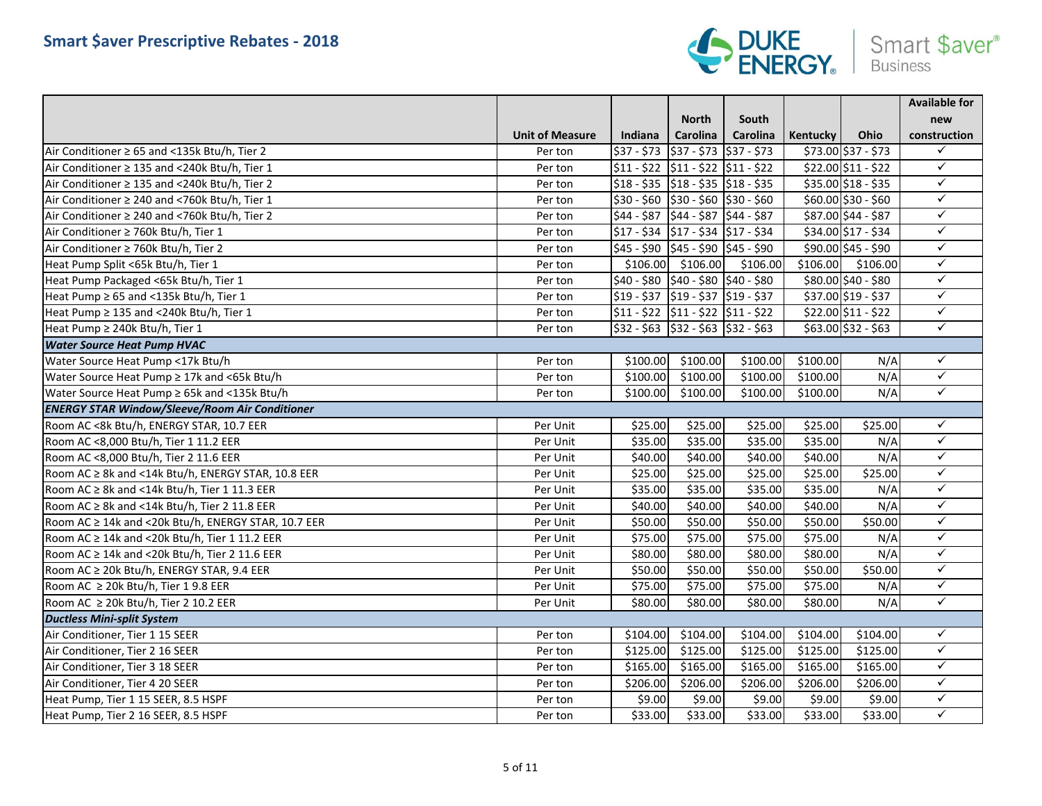## Smart $aver Prescriptive Rebates - 2018

| | Unit of Measure | Indiana | North Carolina | South Carolina | Kentucky | Ohio | Available for new construction |
|---|---|---|---|---|---|---|---|
| Air Conditioner ≥ 65 and <135k Btu/h, Tier 2 | Per ton | $37 - $73 | $37 - $73 | $37 - $73 | $73.00 | $37 - $73 | ✓ |
| Air Conditioner ≥ 135 and <240k Btu/h, Tier 1 | Per ton | $11 - $22 | $11 - $22 | $11 - $22 | $22.00 | $11 - $22 | ✓ |
| Air Conditioner ≥ 135 and <240k Btu/h, Tier 2 | Per ton | $18 - $35 | $18 - $35 | $18 - $35 | $35.00 | $18 - $35 | ✓ |
| Air Conditioner ≥ 240 and <760k Btu/h, Tier 1 | Per ton | $30 - $60 | $30 - $60 | $30 - $60 | $60.00 | $30 - $60 | ✓ |
| Air Conditioner ≥ 240 and <760k Btu/h, Tier 2 | Per ton | $44 - $87 | $44 - $87 | $44 - $87 | $87.00 | $44 - $87 | ✓ |
| Air Conditioner ≥ 760k Btu/h, Tier 1 | Per ton | $17 - $34 | $17 - $34 | $17 - $34 | $34.00 | $17 - $34 | ✓ |
| Air Conditioner ≥ 760k Btu/h, Tier 2 | Per ton | $45 - $90 | $45 - $90 | $45 - $90 | $90.00 | $45 - $90 | ✓ |
| Heat Pump Split <65k Btu/h, Tier 1 | Per ton | $106.00 | $106.00 | $106.00 | $106.00 | $106.00 | ✓ |
| Heat Pump Packaged <65k Btu/h, Tier 1 | Per ton | $40 - $80 | $40 - $80 | $40 - $80 | $80.00 | $40 - $80 | ✓ |
| Heat Pump ≥ 65 and <135k Btu/h, Tier 1 | Per ton | $19 - $37 | $19 - $37 | $19 - $37 | $37.00 | $19 - $37 | ✓ |
| Heat Pump ≥ 135 and <240k Btu/h, Tier 1 | Per ton | $11 - $22 | $11 - $22 | $11 - $22 | $22.00 | $11 - $22 | ✓ |
| Heat Pump ≥ 240k Btu/h, Tier 1 | Per ton | $32 - $63 | $32 - $63 | $32 - $63 | $63.00 | $32 - $63 | ✓ |
| ***Water Source Heat Pump HVAC*** | | | | | | | |
| Water Source Heat Pump <17k Btu/h | Per ton | $100.00 | $100.00 | $100.00 | $100.00 | N/A | ✓ |
| Water Source Heat Pump ≥ 17k and <65k Btu/h | Per ton | $100.00 | $100.00 | $100.00 | $100.00 | N/A | ✓ |
| Water Source Heat Pump ≥ 65k and <135k Btu/h | Per ton | $100.00 | $100.00 | $100.00 | $100.00 | N/A | ✓ |
| ***ENERGY STAR Window/Sleeve/Room Air Conditioner*** | | | | | | | |
| Room AC <8k Btu/h, ENERGY STAR, 10.7 EER | Per Unit | $25.00 | $25.00 | $25.00 | $25.00 | $25.00 | ✓ |
| Room AC <8,000 Btu/h, Tier 1 11.2 EER | Per Unit | $35.00 | $35.00 | $35.00 | $35.00 | N/A | ✓ |
| Room AC <8,000 Btu/h, Tier 2 11.6 EER | Per Unit | $40.00 | $40.00 | $40.00 | $40.00 | N/A | ✓ |
| Room AC ≥ 8k and <14k Btu/h, ENERGY STAR, 10.8 EER | Per Unit | $25.00 | $25.00 | $25.00 | $25.00 | $25.00 | ✓ |
| Room AC ≥ 8k and <14k Btu/h, Tier 1 11.3 EER | Per Unit | $35.00 | $35.00 | $35.00 | $35.00 | N/A | ✓ |
| Room AC ≥ 8k and <14k Btu/h, Tier 2 11.8 EER | Per Unit | $40.00 | $40.00 | $40.00 | $40.00 | N/A | ✓ |
| Room AC ≥ 14k and <20k Btu/h, ENERGY STAR, 10.7 EER | Per Unit | $50.00 | $50.00 | $50.00 | $50.00 | $50.00 | ✓ |
| Room AC ≥ 14k and <20k Btu/h, Tier 1 11.2 EER | Per Unit | $75.00 | $75.00 | $75.00 | $75.00 | N/A | ✓ |
| Room AC ≥ 14k and <20k Btu/h, Tier 2 11.6 EER | Per Unit | $80.00 | $80.00 | $80.00 | $80.00 | N/A | ✓ |
| Room AC ≥ 20k Btu/h, ENERGY STAR, 9.4 EER | Per Unit | $50.00 | $50.00 | $50.00 | $50.00 | $50.00 | ✓ |
| Room AC ≥ 20k Btu/h, Tier 1 9.8 EER | Per Unit | $75.00 | $75.00 | $75.00 | $75.00 | N/A | ✓ |
| Room AC ≥ 20k Btu/h, Tier 2 10.2 EER | Per Unit | $80.00 | $80.00 | $80.00 | $80.00 | N/A | ✓ |
| ***Ductless Mini-split System*** | | | | | | | |
| Air Conditioner, Tier 1 15 SEER | Per ton | $104.00 | $104.00 | $104.00 | $104.00 | $104.00 | ✓ |
| Air Conditioner, Tier 2 16 SEER | Per ton | $125.00 | $125.00 | $125.00 | $125.00 | $125.00 | ✓ |
| Air Conditioner, Tier 3 18 SEER | Per ton | $165.00 | $165.00 | $165.00 | $165.00 | $165.00 | ✓ |
| Air Conditioner, Tier 4 20 SEER | Per ton | $206.00 | $206.00 | $206.00 | $206.00 | $206.00 | ✓ |
| Heat Pump, Tier 1 15 SEER, 8.5 HSPF | Per ton | $9.00 | $9.00 | $9.00 | $9.00 | $9.00 | ✓ |
| Heat Pump, Tier 2 16 SEER, 8.5 HSPF | Per ton | $33.00 | $33.00 | $33.00 | $33.00 | $33.00 | ✓ |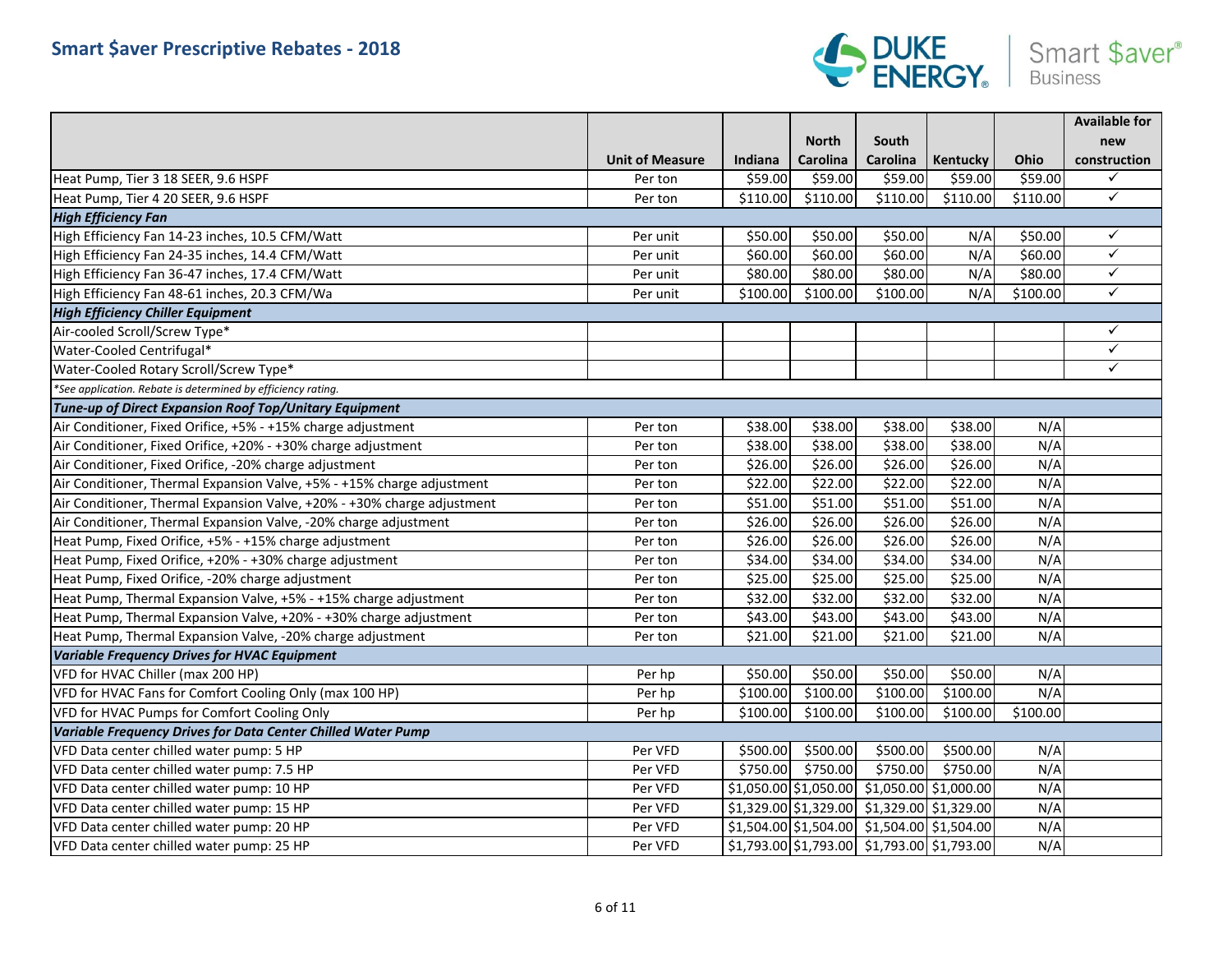## Smart $aver Prescriptive Rebates - 2018

| | Unit of Measure | Indiana | North Carolina | South Carolina | Kentucky | Ohio | Available for new construction |
|---|---|---|---|---|---|---|---|
| Heat Pump, Tier 3 18 SEER, 9.6 HSPF | Per ton | $59.00 | $59.00 | $59.00 | $59.00 | $59.00 | ✓ |
| Heat Pump, Tier 4 20 SEER, 9.6 HSPF | Per ton | $110.00 | $110.00 | $110.00 | $110.00 | $110.00 | ✓ |
| ***High Efficiency Fan*** | | | | | | | |
| High Efficiency Fan 14-23 inches, 10.5 CFM/Watt | Per unit | $50.00 | $50.00 | $50.00 | N/A | $50.00 | ✓ |
| High Efficiency Fan 24-35 inches, 14.4 CFM/Watt | Per unit | $60.00 | $60.00 | $60.00 | N/A | $60.00 | ✓ |
| High Efficiency Fan 36-47 inches, 17.4 CFM/Watt | Per unit | $80.00 | $80.00 | $80.00 | N/A | $80.00 | ✓ |
| High Efficiency Fan 48-61 inches, 20.3 CFM/Wa | Per unit | $100.00 | $100.00 | $100.00 | N/A | $100.00 | ✓ |
| ***High Efficiency Chiller Equipment*** | | | | | | | |
| Air-cooled Scroll/Screw Type* | | | | | | | ✓ |
| Water-Cooled Centrifugal* | | | | | | | ✓ |
| Water-Cooled Rotary Scroll/Screw Type* | | | | | | | ✓ |
| *\*See application. Rebate is determined by efficiency rating.* | | | | | | | |
| ***Tune-up of Direct Expansion Roof Top/Unitary Equipment*** | | | | | | | |
| Air Conditioner, Fixed Orifice, +5% - +15% charge adjustment | Per ton | $38.00 | $38.00 | $38.00 | $38.00 | N/A | |
| Air Conditioner, Fixed Orifice, +20% - +30% charge adjustment | Per ton | $38.00 | $38.00 | $38.00 | $38.00 | N/A | |
| Air Conditioner, Fixed Orifice, -20% charge adjustment | Per ton | $26.00 | $26.00 | $26.00 | $26.00 | N/A | |
| Air Conditioner, Thermal Expansion Valve, +5% - +15% charge adjustment | Per ton | $22.00 | $22.00 | $22.00 | $22.00 | N/A | |
| Air Conditioner, Thermal Expansion Valve, +20% - +30% charge adjustment | Per ton | $51.00 | $51.00 | $51.00 | $51.00 | N/A | |
| Air Conditioner, Thermal Expansion Valve, -20% charge adjustment | Per ton | $26.00 | $26.00 | $26.00 | $26.00 | N/A | |
| Heat Pump, Fixed Orifice, +5% - +15% charge adjustment | Per ton | $26.00 | $26.00 | $26.00 | $26.00 | N/A | |
| Heat Pump, Fixed Orifice, +20% - +30% charge adjustment | Per ton | $34.00 | $34.00 | $34.00 | $34.00 | N/A | |
| Heat Pump, Fixed Orifice, -20% charge adjustment | Per ton | $25.00 | $25.00 | $25.00 | $25.00 | N/A | |
| Heat Pump, Thermal Expansion Valve, +5% - +15% charge adjustment | Per ton | $32.00 | $32.00 | $32.00 | $32.00 | N/A | |
| Heat Pump, Thermal Expansion Valve, +20% - +30% charge adjustment | Per ton | $43.00 | $43.00 | $43.00 | $43.00 | N/A | |
| Heat Pump, Thermal Expansion Valve, -20% charge adjustment | Per ton | $21.00 | $21.00 | $21.00 | $21.00 | N/A | |
| ***Variable Frequency Drives for HVAC Equipment*** | | | | | | | |
| VFD for HVAC Chiller (max 200 HP) | Per hp | $50.00 | $50.00 | $50.00 | $50.00 | N/A | |
| VFD for HVAC Fans for Comfort Cooling Only (max 100 HP) | Per hp | $100.00 | $100.00 | $100.00 | $100.00 | N/A | |
| VFD for HVAC Pumps for Comfort Cooling Only | Per hp | $100.00 | $100.00 | $100.00 | $100.00 | $100.00 | |
| ***Variable Frequency Drives for Data Center Chilled Water Pump*** | | | | | | | |
| VFD Data center chilled water pump: 5 HP | Per VFD | $500.00 | $500.00 | $500.00 | $500.00 | N/A | |
| VFD Data center chilled water pump: 7.5 HP | Per VFD | $750.00 | $750.00 | $750.00 | $750.00 | N/A | |
| VFD Data center chilled water pump: 10 HP | Per VFD | $1,050.00 | $1,050.00 | $1,050.00 | $1,000.00 | N/A | |
| VFD Data center chilled water pump: 15 HP | Per VFD | $1,329.00 | $1,329.00 | $1,329.00 | $1,329.00 | N/A | |
| VFD Data center chilled water pump: 20 HP | Per VFD | $1,504.00 | $1,504.00 | $1,504.00 | $1,504.00 | N/A | |
| VFD Data center chilled water pump: 25 HP | Per VFD | $1,793.00 | $1,793.00 | $1,793.00 | $1,793.00 | N/A | |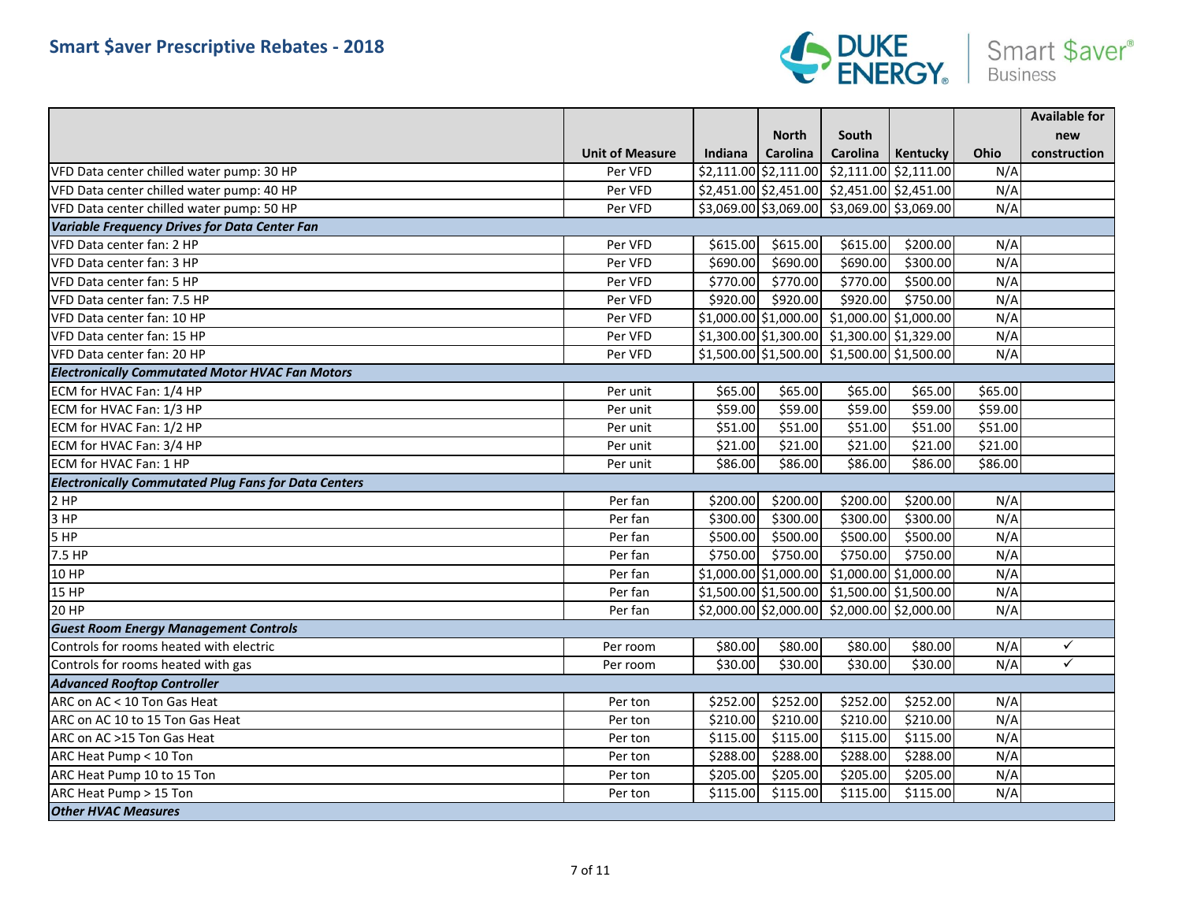## Smart $aver Prescriptive Rebates - 2018

| | Unit of Measure | Indiana | North Carolina | South Carolina | Kentucky | Ohio | Available for new construction |
|---|---|---|---|---|---|---|---|
| VFD Data center chilled water pump: 30 HP | Per VFD | $2,111.00 | $2,111.00 | $2,111.00 | $2,111.00 | N/A | |
| VFD Data center chilled water pump: 40 HP | Per VFD | $2,451.00 | $2,451.00 | $2,451.00 | $2,451.00 | N/A | |
| VFD Data center chilled water pump: 50 HP | Per VFD | $3,069.00 | $3,069.00 | $3,069.00 | $3,069.00 | N/A | |
| ***Variable Frequency Drives for Data Center Fan*** | | | | | | | |
| VFD Data center fan: 2 HP | Per VFD | $615.00 | $615.00 | $615.00 | $200.00 | N/A | |
| VFD Data center fan: 3 HP | Per VFD | $690.00 | $690.00 | $690.00 | $300.00 | N/A | |
| VFD Data center fan: 5 HP | Per VFD | $770.00 | $770.00 | $770.00 | $500.00 | N/A | |
| VFD Data center fan: 7.5 HP | Per VFD | $920.00 | $920.00 | $920.00 | $750.00 | N/A | |
| VFD Data center fan: 10 HP | Per VFD | $1,000.00 | $1,000.00 | $1,000.00 | $1,000.00 | N/A | |
| VFD Data center fan: 15 HP | Per VFD | $1,300.00 | $1,300.00 | $1,300.00 | $1,329.00 | N/A | |
| VFD Data center fan: 20 HP | Per VFD | $1,500.00 | $1,500.00 | $1,500.00 | $1,500.00 | N/A | |
| ***Electronically Commutated Motor HVAC Fan Motors*** | | | | | | | |
| ECM for HVAC Fan: 1/4 HP | Per unit | $65.00 | $65.00 | $65.00 | $65.00 | $65.00 | |
| ECM for HVAC Fan: 1/3 HP | Per unit | $59.00 | $59.00 | $59.00 | $59.00 | $59.00 | |
| ECM for HVAC Fan: 1/2 HP | Per unit | $51.00 | $51.00 | $51.00 | $51.00 | $51.00 | |
| ECM for HVAC Fan: 3/4 HP | Per unit | $21.00 | $21.00 | $21.00 | $21.00 | $21.00 | |
| ECM for HVAC Fan: 1 HP | Per unit | $86.00 | $86.00 | $86.00 | $86.00 | $86.00 | |
| ***Electronically Commutated Plug Fans for Data Centers*** | | | | | | | |
| 2 HP | Per fan | $200.00 | $200.00 | $200.00 | $200.00 | N/A | |
| 3 HP | Per fan | $300.00 | $300.00 | $300.00 | $300.00 | N/A | |
| 5 HP | Per fan | $500.00 | $500.00 | $500.00 | $500.00 | N/A | |
| 7.5 HP | Per fan | $750.00 | $750.00 | $750.00 | $750.00 | N/A | |
| 10 HP | Per fan | $1,000.00 | $1,000.00 | $1,000.00 | $1,000.00 | N/A | |
| 15 HP | Per fan | $1,500.00 | $1,500.00 | $1,500.00 | $1,500.00 | N/A | |
| 20 HP | Per fan | $2,000.00 | $2,000.00 | $2,000.00 | $2,000.00 | N/A | |
| ***Guest Room Energy Management Controls*** | | | | | | | |
| Controls for rooms heated with electric | Per room | $80.00 | $80.00 | $80.00 | $80.00 | N/A | ✓ |
| Controls for rooms heated with gas | Per room | $30.00 | $30.00 | $30.00 | $30.00 | N/A | ✓ |
| ***Advanced Rooftop Controller*** | | | | | | | |
| ARC on AC < 10 Ton Gas Heat | Per ton | $252.00 | $252.00 | $252.00 | $252.00 | N/A | |
| ARC on AC 10 to 15 Ton Gas Heat | Per ton | $210.00 | $210.00 | $210.00 | $210.00 | N/A | |
| ARC on AC >15 Ton Gas Heat | Per ton | $115.00 | $115.00 | $115.00 | $115.00 | N/A | |
| ARC Heat Pump < 10 Ton | Per ton | $288.00 | $288.00 | $288.00 | $288.00 | N/A | |
| ARC Heat Pump 10 to 15 Ton | Per ton | $205.00 | $205.00 | $205.00 | $205.00 | N/A | |
| ARC Heat Pump > 15 Ton | Per ton | $115.00 | $115.00 | $115.00 | $115.00 | N/A | |
| ***Other HVAC Measures*** | | | | | | | |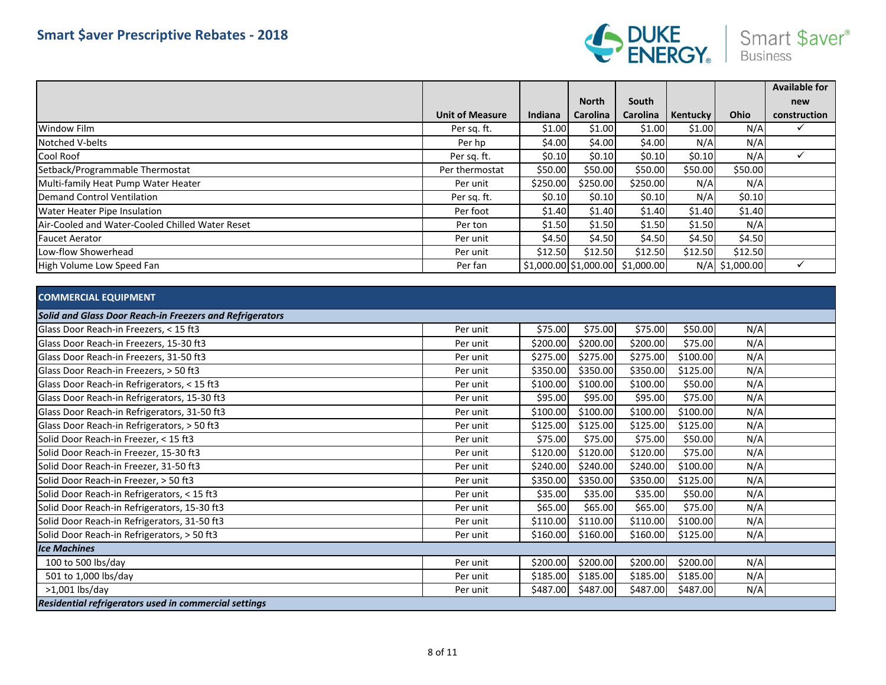# Smart $aver Prescriptive Rebates - 2018

| | Unit of Measure | Indiana | North Carolina | South Carolina | Kentucky | Ohio | Available for new construction |
|---|---|---|---|---|---|---|---|
| Window Film | Per sq. ft. | $1.00 | $1.00 | $1.00 | $1.00 | N/A | ✓ |
| Notched V-belts | Per hp | $4.00 | $4.00 | $4.00 | N/A | N/A | |
| Cool Roof | Per sq. ft. | $0.10 | $0.10 | $0.10 | $0.10 | N/A | ✓ |
| Setback/Programmable Thermostat | Per thermostat | $50.00 | $50.00 | $50.00 | $50.00 | $50.00 | |
| Multi-family Heat Pump Water Heater | Per unit | $250.00 | $250.00 | $250.00 | N/A | N/A | |
| Demand Control Ventilation | Per sq. ft. | $0.10 | $0.10 | $0.10 | N/A | $0.10 | |
| Water Heater Pipe Insulation | Per foot | $1.40 | $1.40 | $1.40 | $1.40 | $1.40 | |
| Air-Cooled and Water-Cooled Chilled Water Reset | Per ton | $1.50 | $1.50 | $1.50 | $1.50 | N/A | |
| Faucet Aerator | Per unit | $4.50 | $4.50 | $4.50 | $4.50 | $4.50 | |
| Low-flow Showerhead | Per unit | $12.50 | $12.50 | $12.50 | $12.50 | $12.50 | |
| High Volume Low Speed Fan | Per fan | $1,000.00 | $1,000.00 | $1,000.00 | N/A | $1,000.00 | ✓ |

| COMMERCIAL EQUIPMENT | | | | | | | |
|---|---|---|---|---|---|---|---|
| ***Solid and Glass Door Reach-in Freezers and Refrigerators*** | | | | | | | |
| Glass Door Reach-in Freezers, < 15 ft3 | Per unit | $75.00 | $75.00 | $75.00 | $50.00 | N/A | |
| Glass Door Reach-in Freezers, 15-30 ft3 | Per unit | $200.00 | $200.00 | $200.00 | $75.00 | N/A | |
| Glass Door Reach-in Freezers, 31-50 ft3 | Per unit | $275.00 | $275.00 | $275.00 | $100.00 | N/A | |
| Glass Door Reach-in Freezers, > 50 ft3 | Per unit | $350.00 | $350.00 | $350.00 | $125.00 | N/A | |
| Glass Door Reach-in Refrigerators, < 15 ft3 | Per unit | $100.00 | $100.00 | $100.00 | $50.00 | N/A | |
| Glass Door Reach-in Refrigerators, 15-30 ft3 | Per unit | $95.00 | $95.00 | $95.00 | $75.00 | N/A | |
| Glass Door Reach-in Refrigerators, 31-50 ft3 | Per unit | $100.00 | $100.00 | $100.00 | $100.00 | N/A | |
| Glass Door Reach-in Refrigerators, > 50 ft3 | Per unit | $125.00 | $125.00 | $125.00 | $125.00 | N/A | |
| Solid Door Reach-in Freezer, < 15 ft3 | Per unit | $75.00 | $75.00 | $75.00 | $50.00 | N/A | |
| Solid Door Reach-in Freezer, 15-30 ft3 | Per unit | $120.00 | $120.00 | $120.00 | $75.00 | N/A | |
| Solid Door Reach-in Freezer, 31-50 ft3 | Per unit | $240.00 | $240.00 | $240.00 | $100.00 | N/A | |
| Solid Door Reach-in Freezer, > 50 ft3 | Per unit | $350.00 | $350.00 | $350.00 | $125.00 | N/A | |
| Solid Door Reach-in Refrigerators, < 15 ft3 | Per unit | $35.00 | $35.00 | $35.00 | $50.00 | N/A | |
| Solid Door Reach-in Refrigerators, 15-30 ft3 | Per unit | $65.00 | $65.00 | $65.00 | $75.00 | N/A | |
| Solid Door Reach-in Refrigerators, 31-50 ft3 | Per unit | $110.00 | $110.00 | $110.00 | $100.00 | N/A | |
| Solid Door Reach-in Refrigerators, > 50 ft3 | Per unit | $160.00 | $160.00 | $160.00 | $125.00 | N/A | |
| ***Ice Machines*** | | | | | | | |
| 100 to 500 lbs/day | Per unit | $200.00 | $200.00 | $200.00 | $200.00 | N/A | |
| 501 to 1,000 lbs/day | Per unit | $185.00 | $185.00 | $185.00 | $185.00 | N/A | |
| >1,001 lbs/day | Per unit | $487.00 | $487.00 | $487.00 | $487.00 | N/A | |
| ***Residential refrigerators used in commercial settings*** | | | | | | | |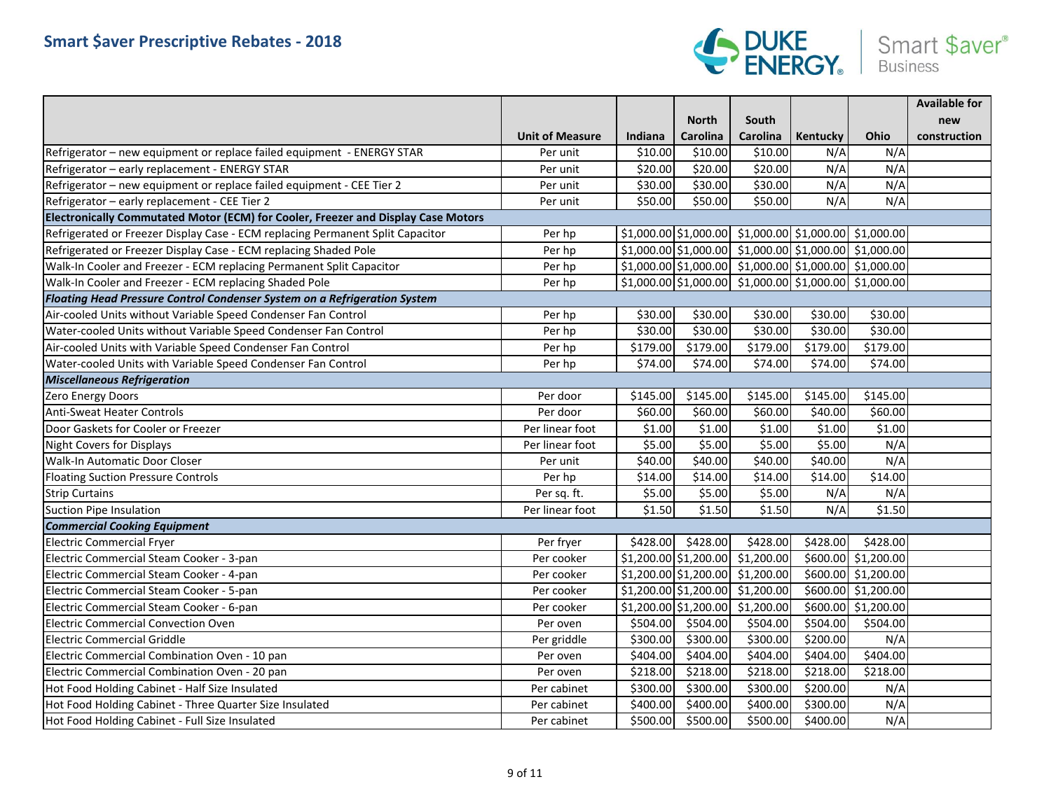## Smart $aver Prescriptive Rebates - 2018

| | Unit of Measure | Indiana | North Carolina | South Carolina | Kentucky | Ohio | Available for new construction |
|---|---|---|---|---|---|---|---|
| Refrigerator – new equipment or replace failed equipment - ENERGY STAR | Per unit | $10.00 | $10.00 | $10.00 | N/A | N/A | |
| Refrigerator – early replacement - ENERGY STAR | Per unit | $20.00 | $20.00 | $20.00 | N/A | N/A | |
| Refrigerator – new equipment or replace failed equipment - CEE Tier 2 | Per unit | $30.00 | $30.00 | $30.00 | N/A | N/A | |
| Refrigerator – early replacement - CEE Tier 2 | Per unit | $50.00 | $50.00 | $50.00 | N/A | N/A | |
| **Electronically Commutated Motor (ECM) for Cooler, Freezer and Display Case Motors** | | | | | | | |
| Refrigerated or Freezer Display Case - ECM replacing Permanent Split Capacitor | Per hp | $1,000.00 | $1,000.00 | $1,000.00 | $1,000.00 | $1,000.00 | |
| Refrigerated or Freezer Display Case - ECM replacing Shaded Pole | Per hp | $1,000.00 | $1,000.00 | $1,000.00 | $1,000.00 | $1,000.00 | |
| Walk-In Cooler and Freezer - ECM replacing Permanent Split Capacitor | Per hp | $1,000.00 | $1,000.00 | $1,000.00 | $1,000.00 | $1,000.00 | |
| Walk-In Cooler and Freezer - ECM replacing Shaded Pole | Per hp | $1,000.00 | $1,000.00 | $1,000.00 | $1,000.00 | $1,000.00 | |
| ***Floating Head Pressure Control Condenser System on a Refrigeration System*** | | | | | | | |
| Air-cooled Units without Variable Speed Condenser Fan Control | Per hp | $30.00 | $30.00 | $30.00 | $30.00 | $30.00 | |
| Water-cooled Units without Variable Speed Condenser Fan Control | Per hp | $30.00 | $30.00 | $30.00 | $30.00 | $30.00 | |
| Air-cooled Units with Variable Speed Condenser Fan Control | Per hp | $179.00 | $179.00 | $179.00 | $179.00 | $179.00 | |
| Water-cooled Units with Variable Speed Condenser Fan Control | Per hp | $74.00 | $74.00 | $74.00 | $74.00 | $74.00 | |
| ***Miscellaneous Refrigeration*** | | | | | | | |
| Zero Energy Doors | Per door | $145.00 | $145.00 | $145.00 | $145.00 | $145.00 | |
| Anti-Sweat Heater Controls | Per door | $60.00 | $60.00 | $60.00 | $40.00 | $60.00 | |
| Door Gaskets for Cooler or Freezer | Per linear foot | $1.00 | $1.00 | $1.00 | $1.00 | $1.00 | |
| Night Covers for Displays | Per linear foot | $5.00 | $5.00 | $5.00 | $5.00 | N/A | |
| Walk-In Automatic Door Closer | Per unit | $40.00 | $40.00 | $40.00 | $40.00 | N/A | |
| Floating Suction Pressure Controls | Per hp | $14.00 | $14.00 | $14.00 | $14.00 | $14.00 | |
| Strip Curtains | Per sq. ft. | $5.00 | $5.00 | $5.00 | N/A | N/A | |
| Suction Pipe Insulation | Per linear foot | $1.50 | $1.50 | $1.50 | N/A | $1.50 | |
| ***Commercial Cooking Equipment*** | | | | | | | |
| Electric Commercial Fryer | Per fryer | $428.00 | $428.00 | $428.00 | $428.00 | $428.00 | |
| Electric Commercial Steam Cooker - 3-pan | Per cooker | $1,200.00 | $1,200.00 | $1,200.00 | $600.00 | $1,200.00 | |
| Electric Commercial Steam Cooker - 4-pan | Per cooker | $1,200.00 | $1,200.00 | $1,200.00 | $600.00 | $1,200.00 | |
| Electric Commercial Steam Cooker - 5-pan | Per cooker | $1,200.00 | $1,200.00 | $1,200.00 | $600.00 | $1,200.00 | |
| Electric Commercial Steam Cooker - 6-pan | Per cooker | $1,200.00 | $1,200.00 | $1,200.00 | $600.00 | $1,200.00 | |
| Electric Commercial Convection Oven | Per oven | $504.00 | $504.00 | $504.00 | $504.00 | $504.00 | |
| Electric Commercial Griddle | Per griddle | $300.00 | $300.00 | $300.00 | $200.00 | N/A | |
| Electric Commercial Combination Oven - 10 pan | Per oven | $404.00 | $404.00 | $404.00 | $404.00 | $404.00 | |
| Electric Commercial Combination Oven - 20 pan | Per oven | $218.00 | $218.00 | $218.00 | $218.00 | $218.00 | |
| Hot Food Holding Cabinet - Half Size Insulated | Per cabinet | $300.00 | $300.00 | $300.00 | $200.00 | N/A | |
| Hot Food Holding Cabinet - Three Quarter Size Insulated | Per cabinet | $400.00 | $400.00 | $400.00 | $300.00 | N/A | |
| Hot Food Holding Cabinet - Full Size Insulated | Per cabinet | $500.00 | $500.00 | $500.00 | $400.00 | N/A | |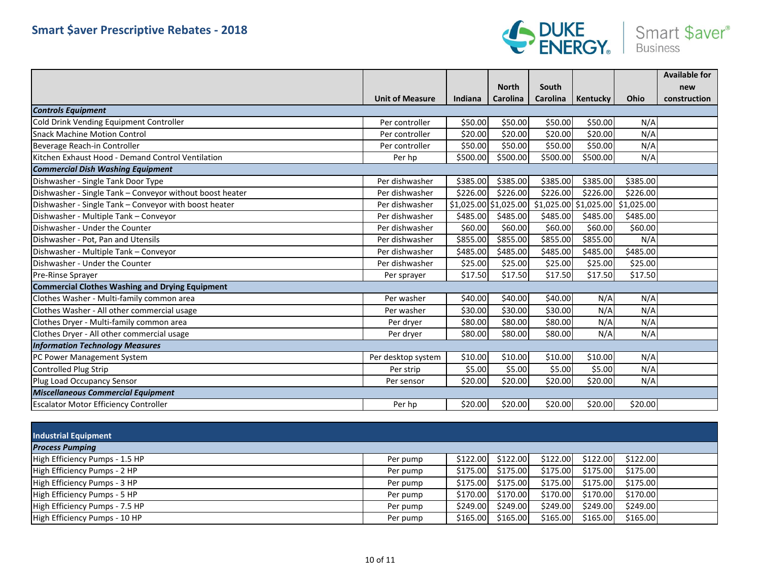# Smart $aver Prescriptive Rebates - 2018

| | Unit of Measure | Indiana | North Carolina | South Carolina | Kentucky | Ohio | Available for new construction |
|---|---|---|---|---|---|---|---|
| ***Controls Equipment*** | | | | | | | |
| Cold Drink Vending Equipment Controller | Per controller | $50.00 | $50.00 | $50.00 | $50.00 | N/A | |
| Snack Machine Motion Control | Per controller | $20.00 | $20.00 | $20.00 | $20.00 | N/A | |
| Beverage Reach-in Controller | Per controller | $50.00 | $50.00 | $50.00 | $50.00 | N/A | |
| Kitchen Exhaust Hood - Demand Control Ventilation | Per hp | $500.00 | $500.00 | $500.00 | $500.00 | N/A | |
| ***Commercial Dish Washing Equipment*** | | | | | | | |
| Dishwasher - Single Tank Door Type | Per dishwasher | $385.00 | $385.00 | $385.00 | $385.00 | $385.00 | |
| Dishwasher - Single Tank – Conveyor without boost heater | Per dishwasher | $226.00 | $226.00 | $226.00 | $226.00 | $226.00 | |
| Dishwasher - Single Tank – Conveyor with boost heater | Per dishwasher | $1,025.00 | $1,025.00 | $1,025.00 | $1,025.00 | $1,025.00 | |
| Dishwasher - Multiple Tank – Conveyor | Per dishwasher | $485.00 | $485.00 | $485.00 | $485.00 | $485.00 | |
| Dishwasher - Under the Counter | Per dishwasher | $60.00 | $60.00 | $60.00 | $60.00 | $60.00 | |
| Dishwasher - Pot, Pan and Utensils | Per dishwasher | $855.00 | $855.00 | $855.00 | $855.00 | N/A | |
| Dishwasher - Multiple Tank – Conveyor | Per dishwasher | $485.00 | $485.00 | $485.00 | $485.00 | $485.00 | |
| Dishwasher - Under the Counter | Per dishwasher | $25.00 | $25.00 | $25.00 | $25.00 | $25.00 | |
| Pre-Rinse Sprayer | Per sprayer | $17.50 | $17.50 | $17.50 | $17.50 | $17.50 | |
| **Commercial Clothes Washing and Drying Equipment** | | | | | | | |
| Clothes Washer - Multi-family common area | Per washer | $40.00 | $40.00 | $40.00 | N/A | N/A | |
| Clothes Washer - All other commercial usage | Per washer | $30.00 | $30.00 | $30.00 | N/A | N/A | |
| Clothes Dryer - Multi-family common area | Per dryer | $80.00 | $80.00 | $80.00 | N/A | N/A | |
| Clothes Dryer - All other commercial usage | Per dryer | $80.00 | $80.00 | $80.00 | N/A | N/A | |
| ***Information Technology Measures*** | | | | | | | |
| PC Power Management System | Per desktop system | $10.00 | $10.00 | $10.00 | $10.00 | N/A | |
| Controlled Plug Strip | Per strip | $5.00 | $5.00 | $5.00 | $5.00 | N/A | |
| Plug Load Occupancy Sensor | Per sensor | $20.00 | $20.00 | $20.00 | $20.00 | N/A | |
| ***Miscellaneous Commercial Equipment*** | | | | | | | |
| Escalator Motor Efficiency Controller | Per hp | $20.00 | $20.00 | $20.00 | $20.00 | $20.00 | |

| | | | | | | | |
|---|---|---|---|---|---|---|---|
| **Industrial Equipment** | | | | | | | |
| ***Process Pumping*** | | | | | | | |
| High Efficiency Pumps - 1.5 HP | Per pump | $122.00 | $122.00 | $122.00 | $122.00 | $122.00 | |
| High Efficiency Pumps - 2 HP | Per pump | $175.00 | $175.00 | $175.00 | $175.00 | $175.00 | |
| High Efficiency Pumps - 3 HP | Per pump | $175.00 | $175.00 | $175.00 | $175.00 | $175.00 | |
| High Efficiency Pumps - 5 HP | Per pump | $170.00 | $170.00 | $170.00 | $170.00 | $170.00 | |
| High Efficiency Pumps - 7.5 HP | Per pump | $249.00 | $249.00 | $249.00 | $249.00 | $249.00 | |
| High Efficiency Pumps - 10 HP | Per pump | $165.00 | $165.00 | $165.00 | $165.00 | $165.00 | |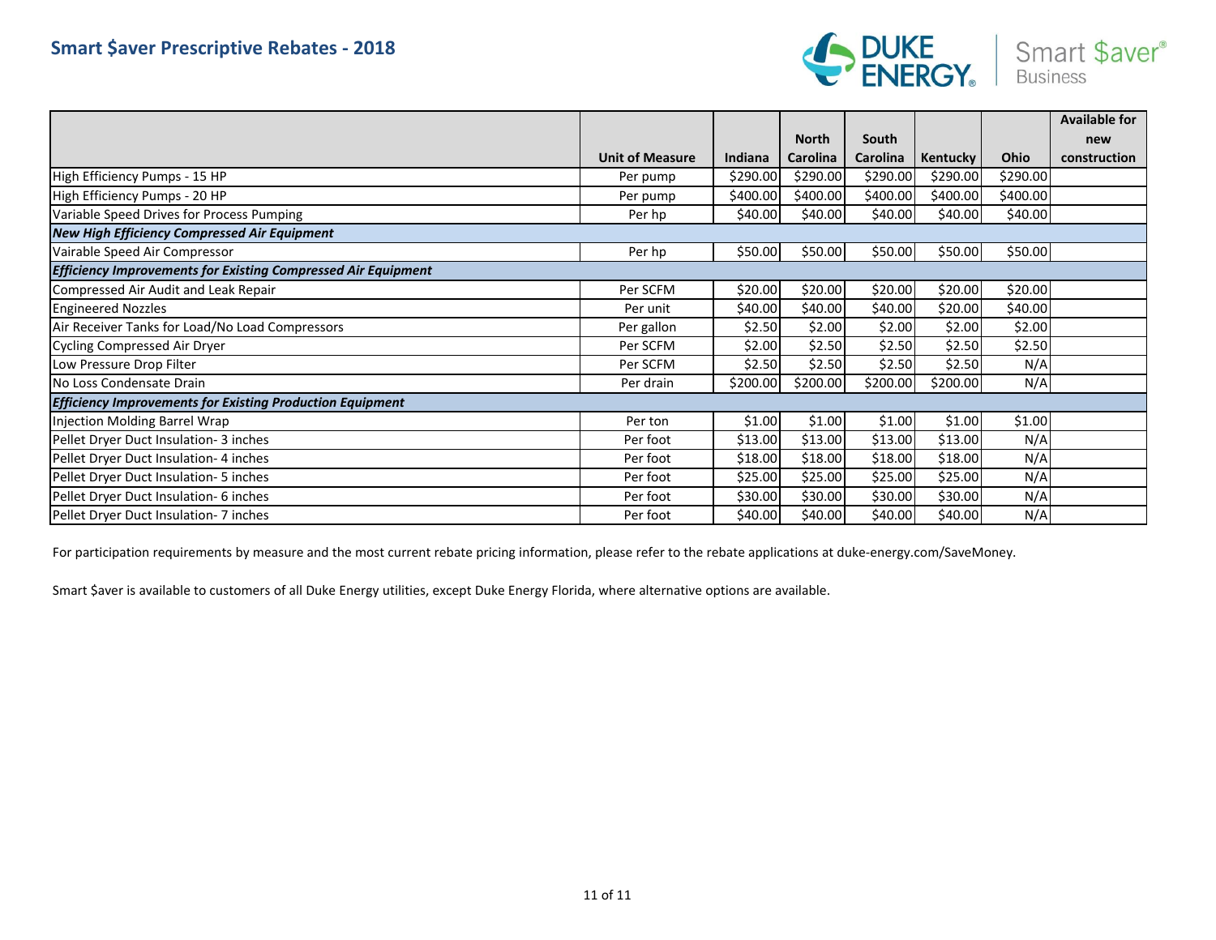## Smart $aver Prescriptive Rebates - 2018

| | Unit of Measure | Indiana | North Carolina | South Carolina | Kentucky | Ohio | Available for new construction |
|---|---|---|---|---|---|---|---|
| High Efficiency Pumps - 15 HP | Per pump | $290.00 | $290.00 | $290.00 | $290.00 | $290.00 | |
| High Efficiency Pumps - 20 HP | Per pump | $400.00 | $400.00 | $400.00 | $400.00 | $400.00 | |
| Variable Speed Drives for Process Pumping | Per hp | $40.00 | $40.00 | $40.00 | $40.00 | $40.00 | |
| ***New High Efficiency Compressed Air Equipment*** | | | | | | | |
| Vairable Speed Air Compressor | Per hp | $50.00 | $50.00 | $50.00 | $50.00 | $50.00 | |
| ***Efficiency Improvements for Existing Compressed Air Equipment*** | | | | | | | |
| Compressed Air Audit and Leak Repair | Per SCFM | $20.00 | $20.00 | $20.00 | $20.00 | $20.00 | |
| Engineered Nozzles | Per unit | $40.00 | $40.00 | $40.00 | $20.00 | $40.00 | |
| Air Receiver Tanks for Load/No Load Compressors | Per gallon | $2.50 | $2.00 | $2.00 | $2.00 | $2.00 | |
| Cycling Compressed Air Dryer | Per SCFM | $2.00 | $2.50 | $2.50 | $2.50 | $2.50 | |
| Low Pressure Drop Filter | Per SCFM | $2.50 | $2.50 | $2.50 | $2.50 | N/A | |
| No Loss Condensate Drain | Per drain | $200.00 | $200.00 | $200.00 | $200.00 | N/A | |
| ***Efficiency Improvements for Existing Production Equipment*** | | | | | | | |
| Injection Molding Barrel Wrap | Per ton | $1.00 | $1.00 | $1.00 | $1.00 | $1.00 | |
| Pellet Dryer Duct Insulation- 3 inches | Per foot | $13.00 | $13.00 | $13.00 | $13.00 | N/A | |
| Pellet Dryer Duct Insulation- 4 inches | Per foot | $18.00 | $18.00 | $18.00 | $18.00 | N/A | |
| Pellet Dryer Duct Insulation- 5 inches | Per foot | $25.00 | $25.00 | $25.00 | $25.00 | N/A | |
| Pellet Dryer Duct Insulation- 6 inches | Per foot | $30.00 | $30.00 | $30.00 | $30.00 | N/A | |
| Pellet Dryer Duct Insulation- 7 inches | Per foot | $40.00 | $40.00 | $40.00 | $40.00 | N/A | |

For participation requirements by measure and the most current rebate pricing information, please refer to the rebate applications at duke-energy.com/SaveMoney.

Smart $aver is available to customers of all Duke Energy utilities, except Duke Energy Florida, where alternative options are available.